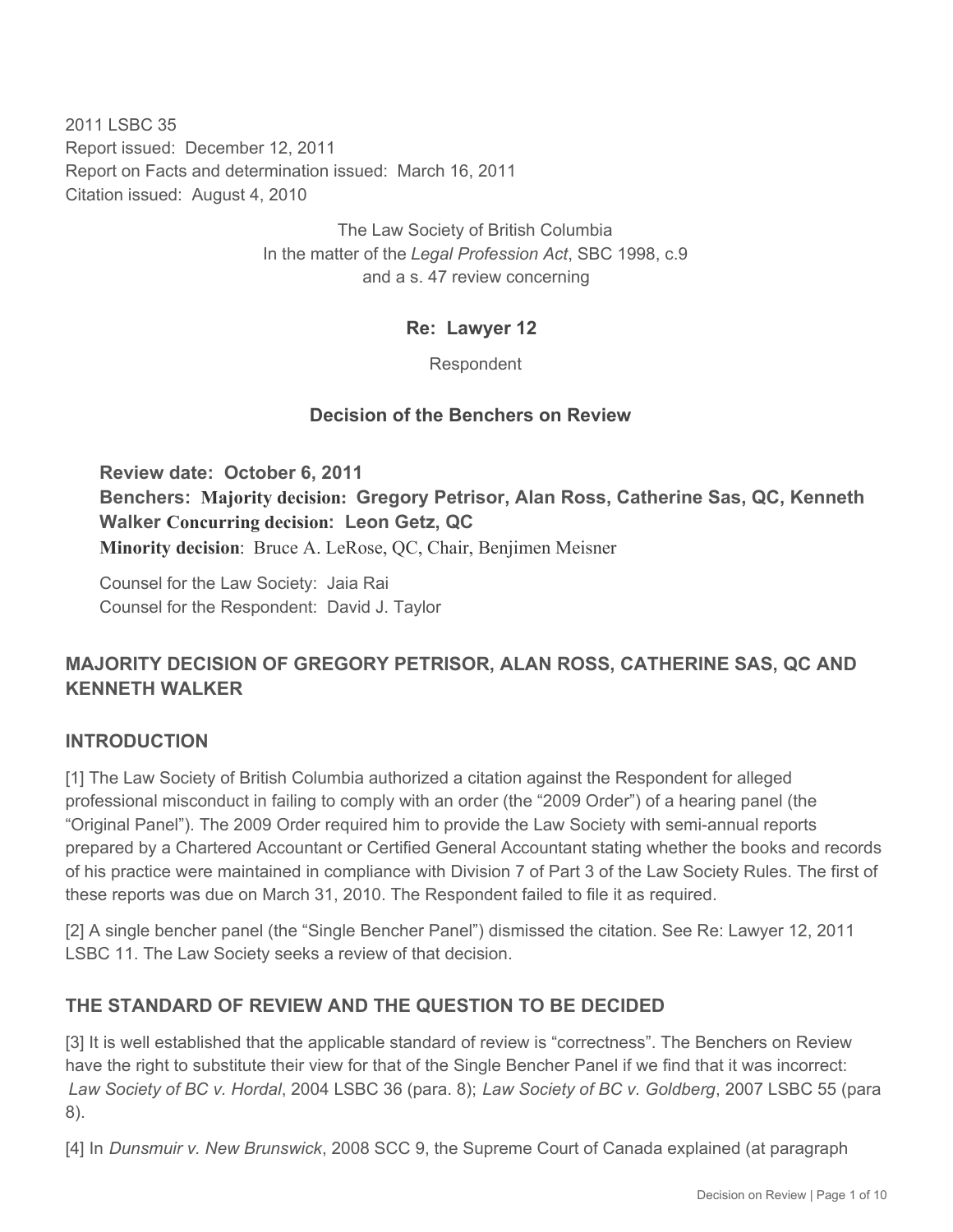2011 LSBC 35
Report issued: December 12, 2011
Report on Facts and determination issued: March 16, 2011
Citation issued: August 4, 2010

The Law Society of British Columbia
In the matter of the *Legal Profession Act*, SBC 1998, c.9
and a s. 47 review concerning

**Re: Lawyer 12**

Respondent

**Decision of the Benchers on Review**

**Review date: October 6, 2011**
**Benchers: Majority decision: Gregory Petrisor, Alan Ross, Catherine Sas, QC, Kenneth Walker Concurring decision: Leon Getz, QC**
**Minority decision**: Bruce A. LeRose, QC, Chair, Benjimen Meisner

Counsel for the Law Society: Jaia Rai
Counsel for the Respondent: David J. Taylor

## MAJORITY DECISION OF GREGORY PETRISOR, ALAN ROSS, CATHERINE SAS, QC AND KENNETH WALKER

## INTRODUCTION

[1] The Law Society of British Columbia authorized a citation against the Respondent for alleged professional misconduct in failing to comply with an order (the "2009 Order") of a hearing panel (the "Original Panel"). The 2009 Order required him to provide the Law Society with semi-annual reports prepared by a Chartered Accountant or Certified General Accountant stating whether the books and records of his practice were maintained in compliance with Division 7 of Part 3 of the Law Society Rules. The first of these reports was due on March 31, 2010. The Respondent failed to file it as required.

[2] A single bencher panel (the "Single Bencher Panel") dismissed the citation. See Re: Lawyer 12, 2011 LSBC 11. The Law Society seeks a review of that decision.

## THE STANDARD OF REVIEW AND THE QUESTION TO BE DECIDED

[3] It is well established that the applicable standard of review is "correctness". The Benchers on Review have the right to substitute their view for that of the Single Bencher Panel if we find that it was incorrect: *Law Society of BC v. Hordal*, 2004 LSBC 36 (para. 8); *Law Society of BC v. Goldberg*, 2007 LSBC 55 (para 8).

[4] In *Dunsmuir v. New Brunswick*, 2008 SCC 9, the Supreme Court of Canada explained (at paragraph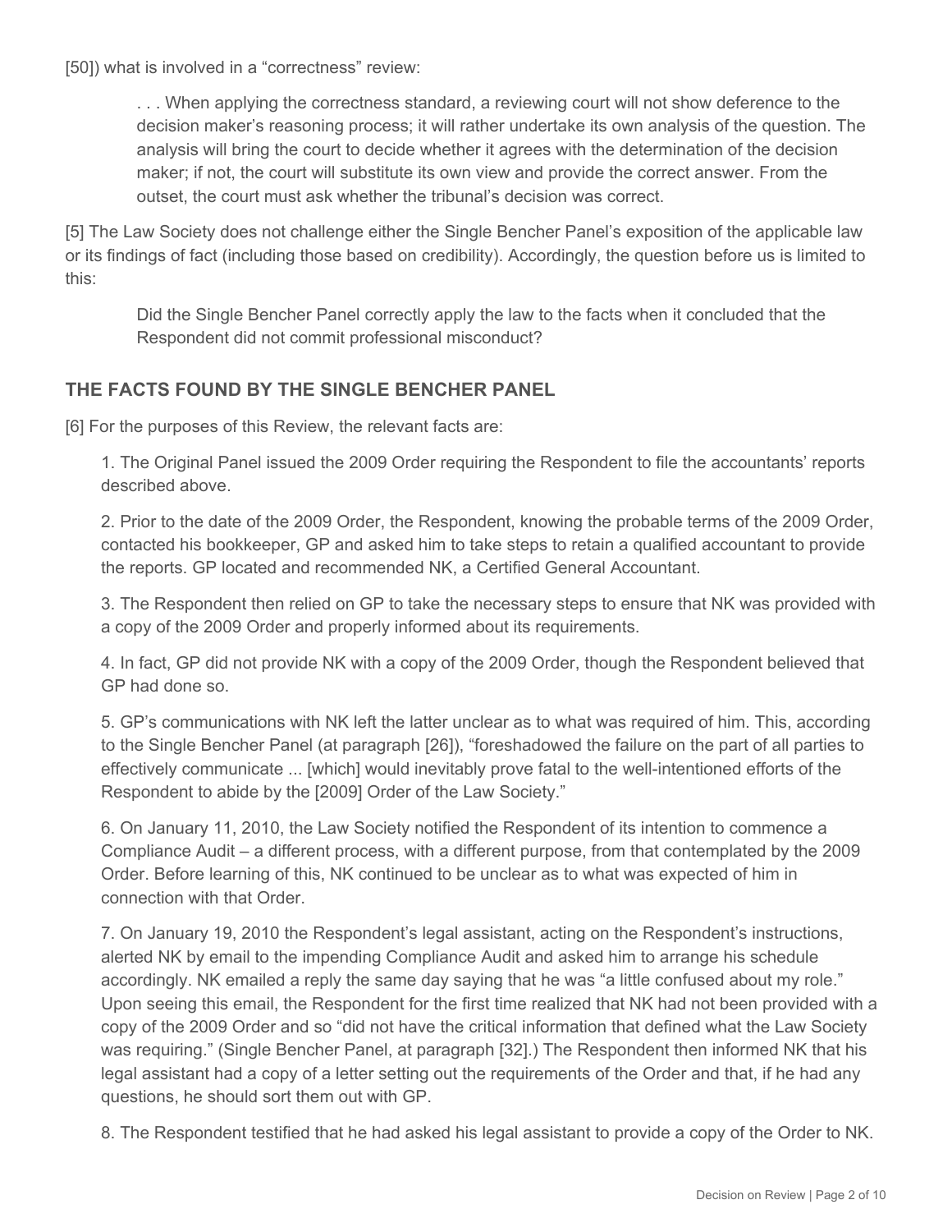[50]) what is involved in a "correctness" review:

> . . . When applying the correctness standard, a reviewing court will not show deference to the decision maker's reasoning process; it will rather undertake its own analysis of the question. The analysis will bring the court to decide whether it agrees with the determination of the decision maker; if not, the court will substitute its own view and provide the correct answer. From the outset, the court must ask whether the tribunal's decision was correct.

[5] The Law Society does not challenge either the Single Bencher Panel's exposition of the applicable law or its findings of fact (including those based on credibility). Accordingly, the question before us is limited to this:

> Did the Single Bencher Panel correctly apply the law to the facts when it concluded that the Respondent did not commit professional misconduct?

## THE FACTS FOUND BY THE SINGLE BENCHER PANEL

[6] For the purposes of this Review, the relevant facts are:

1. The Original Panel issued the 2009 Order requiring the Respondent to file the accountants' reports described above.

2. Prior to the date of the 2009 Order, the Respondent, knowing the probable terms of the 2009 Order, contacted his bookkeeper, GP and asked him to take steps to retain a qualified accountant to provide the reports. GP located and recommended NK, a Certified General Accountant.

3. The Respondent then relied on GP to take the necessary steps to ensure that NK was provided with a copy of the 2009 Order and properly informed about its requirements.

4. In fact, GP did not provide NK with a copy of the 2009 Order, though the Respondent believed that GP had done so.

5. GP's communications with NK left the latter unclear as to what was required of him. This, according to the Single Bencher Panel (at paragraph [26]), "foreshadowed the failure on the part of all parties to effectively communicate ... [which] would inevitably prove fatal to the well-intentioned efforts of the Respondent to abide by the [2009] Order of the Law Society."

6. On January 11, 2010, the Law Society notified the Respondent of its intention to commence a Compliance Audit – a different process, with a different purpose, from that contemplated by the 2009 Order. Before learning of this, NK continued to be unclear as to what was expected of him in connection with that Order.

7. On January 19, 2010 the Respondent's legal assistant, acting on the Respondent's instructions, alerted NK by email to the impending Compliance Audit and asked him to arrange his schedule accordingly. NK emailed a reply the same day saying that he was "a little confused about my role." Upon seeing this email, the Respondent for the first time realized that NK had not been provided with a copy of the 2009 Order and so "did not have the critical information that defined what the Law Society was requiring." (Single Bencher Panel, at paragraph [32].) The Respondent then informed NK that his legal assistant had a copy of a letter setting out the requirements of the Order and that, if he had any questions, he should sort them out with GP.

8. The Respondent testified that he had asked his legal assistant to provide a copy of the Order to NK.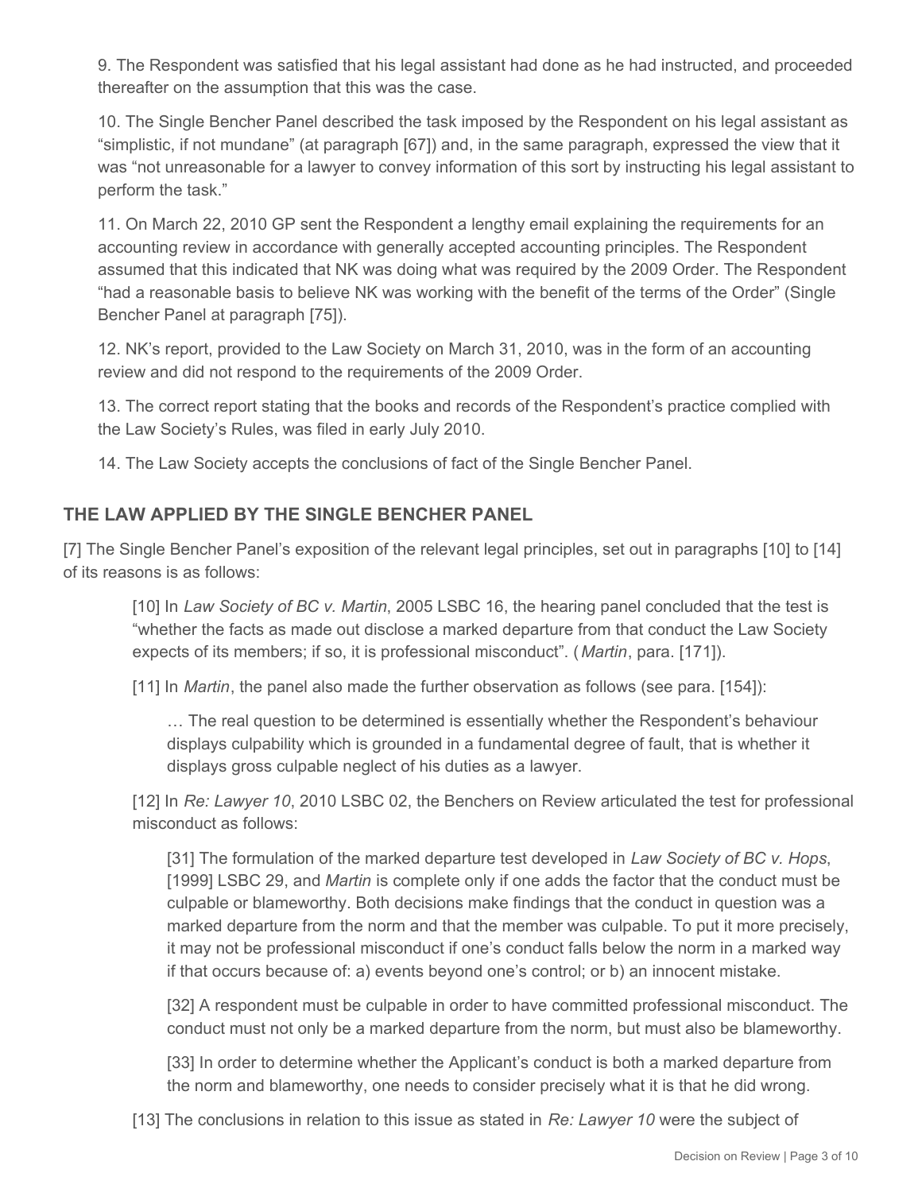9. The Respondent was satisfied that his legal assistant had done as he had instructed, and proceeded thereafter on the assumption that this was the case.

10. The Single Bencher Panel described the task imposed by the Respondent on his legal assistant as "simplistic, if not mundane" (at paragraph [67]) and, in the same paragraph, expressed the view that it was "not unreasonable for a lawyer to convey information of this sort by instructing his legal assistant to perform the task."

11. On March 22, 2010 GP sent the Respondent a lengthy email explaining the requirements for an accounting review in accordance with generally accepted accounting principles. The Respondent assumed that this indicated that NK was doing what was required by the 2009 Order. The Respondent "had a reasonable basis to believe NK was working with the benefit of the terms of the Order" (Single Bencher Panel at paragraph [75]).

12. NK's report, provided to the Law Society on March 31, 2010, was in the form of an accounting review and did not respond to the requirements of the 2009 Order.

13. The correct report stating that the books and records of the Respondent's practice complied with the Law Society's Rules, was filed in early July 2010.

14. The Law Society accepts the conclusions of fact of the Single Bencher Panel.

## THE LAW APPLIED BY THE SINGLE BENCHER PANEL

[7] The Single Bencher Panel's exposition of the relevant legal principles, set out in paragraphs [10] to [14] of its reasons is as follows:

> [10] In *Law Society of BC v. Martin*, 2005 LSBC 16, the hearing panel concluded that the test is "whether the facts as made out disclose a marked departure from that conduct the Law Society expects of its members; if so, it is professional misconduct". (*Martin*, para. [171]).
>
> [11] In *Martin*, the panel also made the further observation as follows (see para. [154]):
>
> > … The real question to be determined is essentially whether the Respondent's behaviour displays culpability which is grounded in a fundamental degree of fault, that is whether it displays gross culpable neglect of his duties as a lawyer.
>
> [12] In *Re: Lawyer 10*, 2010 LSBC 02, the Benchers on Review articulated the test for professional misconduct as follows:
>
> > [31] The formulation of the marked departure test developed in *Law Society of BC v. Hops*, [1999] LSBC 29, and *Martin* is complete only if one adds the factor that the conduct must be culpable or blameworthy. Both decisions make findings that the conduct in question was a marked departure from the norm and that the member was culpable. To put it more precisely, it may not be professional misconduct if one's conduct falls below the norm in a marked way if that occurs because of: a) events beyond one's control; or b) an innocent mistake.
> >
> > [32] A respondent must be culpable in order to have committed professional misconduct. The conduct must not only be a marked departure from the norm, but must also be blameworthy.
> >
> > [33] In order to determine whether the Applicant's conduct is both a marked departure from the norm and blameworthy, one needs to consider precisely what it is that he did wrong.
>
> [13] The conclusions in relation to this issue as stated in *Re: Lawyer 10* were the subject of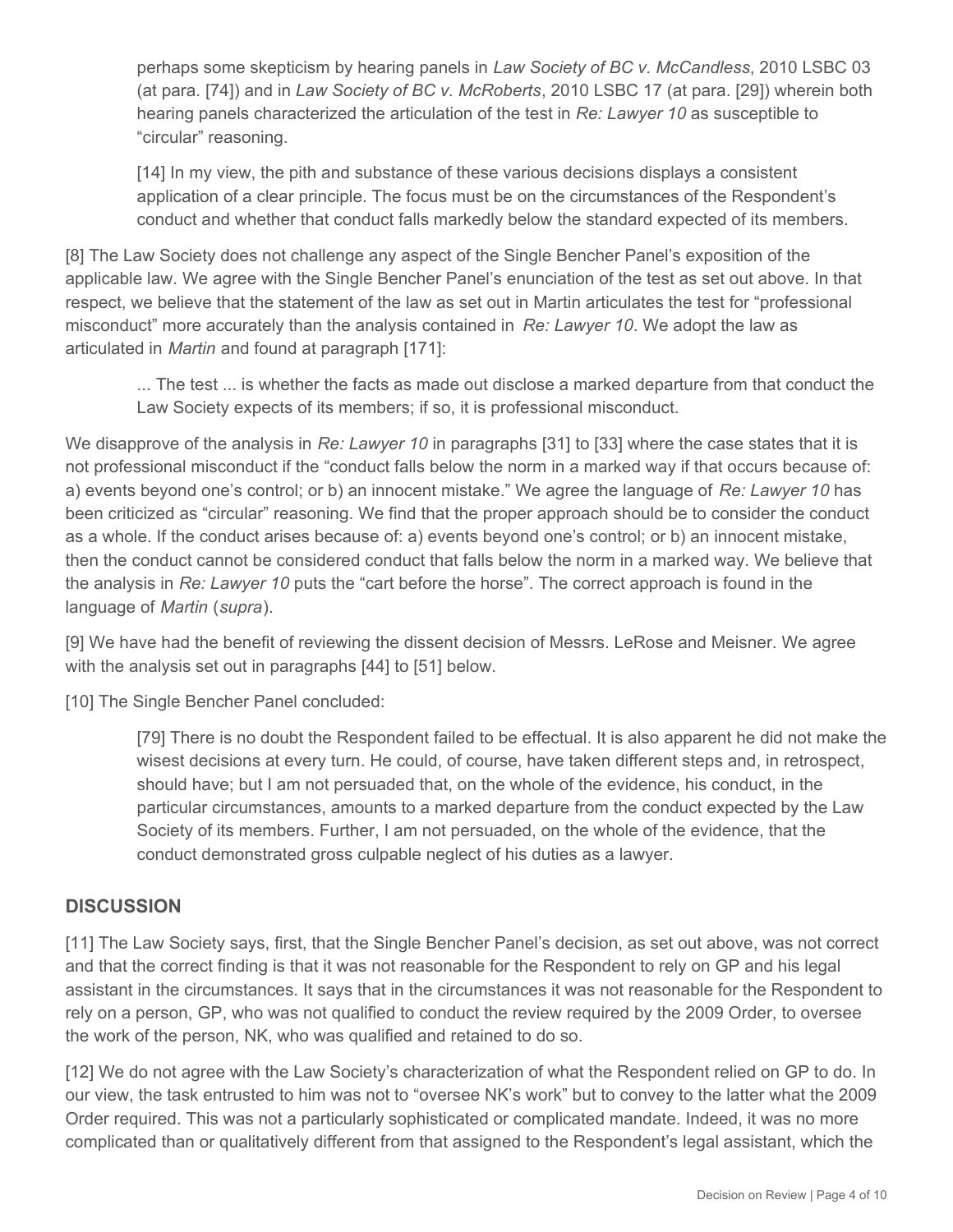> perhaps some skepticism by hearing panels in *Law Society of BC v. McCandless*, 2010 LSBC 03 (at para. [74]) and in *Law Society of BC v. McRoberts*, 2010 LSBC 17 (at para. [29]) wherein both hearing panels characterized the articulation of the test in *Re: Lawyer 10* as susceptible to "circular" reasoning.
>
> [14] In my view, the pith and substance of these various decisions displays a consistent application of a clear principle. The focus must be on the circumstances of the Respondent's conduct and whether that conduct falls markedly below the standard expected of its members.

[8] The Law Society does not challenge any aspect of the Single Bencher Panel's exposition of the applicable law. We agree with the Single Bencher Panel's enunciation of the test as set out above. In that respect, we believe that the statement of the law as set out in Martin articulates the test for "professional misconduct" more accurately than the analysis contained in *Re: Lawyer 10*. We adopt the law as articulated in *Martin* and found at paragraph [171]:

> ... The test ... is whether the facts as made out disclose a marked departure from that conduct the Law Society expects of its members; if so, it is professional misconduct.

We disapprove of the analysis in *Re: Lawyer 10* in paragraphs [31] to [33] where the case states that it is not professional misconduct if the "conduct falls below the norm in a marked way if that occurs because of: a) events beyond one's control; or b) an innocent mistake." We agree the language of *Re: Lawyer 10* has been criticized as "circular" reasoning. We find that the proper approach should be to consider the conduct as a whole. If the conduct arises because of: a) events beyond one's control; or b) an innocent mistake, then the conduct cannot be considered conduct that falls below the norm in a marked way. We believe that the analysis in *Re: Lawyer 10* puts the "cart before the horse". The correct approach is found in the language of *Martin* (*supra*).

[9] We have had the benefit of reviewing the dissent decision of Messrs. LeRose and Meisner. We agree with the analysis set out in paragraphs [44] to [51] below.

[10] The Single Bencher Panel concluded:

> [79] There is no doubt the Respondent failed to be effectual. It is also apparent he did not make the wisest decisions at every turn. He could, of course, have taken different steps and, in retrospect, should have; but I am not persuaded that, on the whole of the evidence, his conduct, in the particular circumstances, amounts to a marked departure from the conduct expected by the Law Society of its members. Further, I am not persuaded, on the whole of the evidence, that the conduct demonstrated gross culpable neglect of his duties as a lawyer.

## DISCUSSION

[11] The Law Society says, first, that the Single Bencher Panel's decision, as set out above, was not correct and that the correct finding is that it was not reasonable for the Respondent to rely on GP and his legal assistant in the circumstances. It says that in the circumstances it was not reasonable for the Respondent to rely on a person, GP, who was not qualified to conduct the review required by the 2009 Order, to oversee the work of the person, NK, who was qualified and retained to do so.

[12] We do not agree with the Law Society's characterization of what the Respondent relied on GP to do. In our view, the task entrusted to him was not to "oversee NK's work" but to convey to the latter what the 2009 Order required. This was not a particularly sophisticated or complicated mandate. Indeed, it was no more complicated than or qualitatively different from that assigned to the Respondent's legal assistant, which the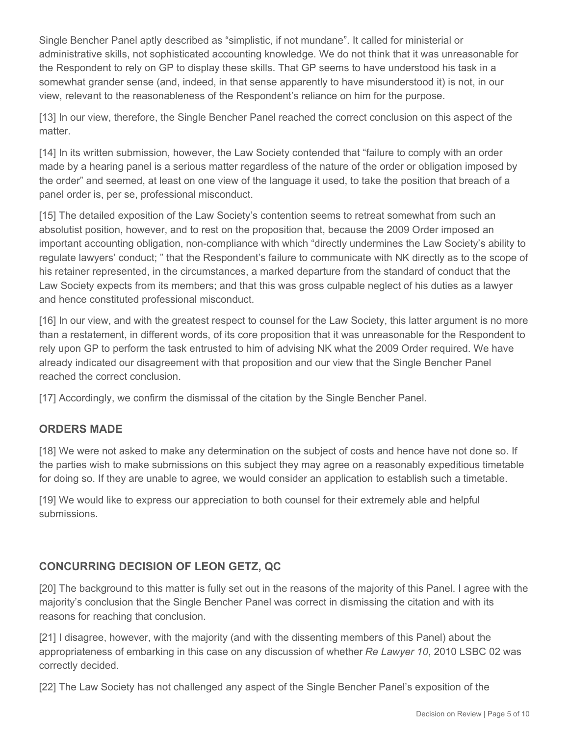Single Bencher Panel aptly described as "simplistic, if not mundane". It called for ministerial or administrative skills, not sophisticated accounting knowledge. We do not think that it was unreasonable for the Respondent to rely on GP to display these skills. That GP seems to have understood his task in a somewhat grander sense (and, indeed, in that sense apparently to have misunderstood it) is not, in our view, relevant to the reasonableness of the Respondent's reliance on him for the purpose.

[13] In our view, therefore, the Single Bencher Panel reached the correct conclusion on this aspect of the matter.

[14] In its written submission, however, the Law Society contended that "failure to comply with an order made by a hearing panel is a serious matter regardless of the nature of the order or obligation imposed by the order" and seemed, at least on one view of the language it used, to take the position that breach of a panel order is, per se, professional misconduct.

[15] The detailed exposition of the Law Society's contention seems to retreat somewhat from such an absolutist position, however, and to rest on the proposition that, because the 2009 Order imposed an important accounting obligation, non-compliance with which "directly undermines the Law Society's ability to regulate lawyers' conduct; " that the Respondent's failure to communicate with NK directly as to the scope of his retainer represented, in the circumstances, a marked departure from the standard of conduct that the Law Society expects from its members; and that this was gross culpable neglect of his duties as a lawyer and hence constituted professional misconduct.

[16] In our view, and with the greatest respect to counsel for the Law Society, this latter argument is no more than a restatement, in different words, of its core proposition that it was unreasonable for the Respondent to rely upon GP to perform the task entrusted to him of advising NK what the 2009 Order required. We have already indicated our disagreement with that proposition and our view that the Single Bencher Panel reached the correct conclusion.

[17] Accordingly, we confirm the dismissal of the citation by the Single Bencher Panel.

## ORDERS MADE

[18] We were not asked to make any determination on the subject of costs and hence have not done so. If the parties wish to make submissions on this subject they may agree on a reasonably expeditious timetable for doing so. If they are unable to agree, we would consider an application to establish such a timetable.

[19] We would like to express our appreciation to both counsel for their extremely able and helpful submissions.

## CONCURRING DECISION OF LEON GETZ, QC

[20] The background to this matter is fully set out in the reasons of the majority of this Panel. I agree with the majority's conclusion that the Single Bencher Panel was correct in dismissing the citation and with its reasons for reaching that conclusion.

[21] I disagree, however, with the majority (and with the dissenting members of this Panel) about the appropriateness of embarking in this case on any discussion of whether *Re Lawyer 10*, 2010 LSBC 02 was correctly decided.

[22] The Law Society has not challenged any aspect of the Single Bencher Panel's exposition of the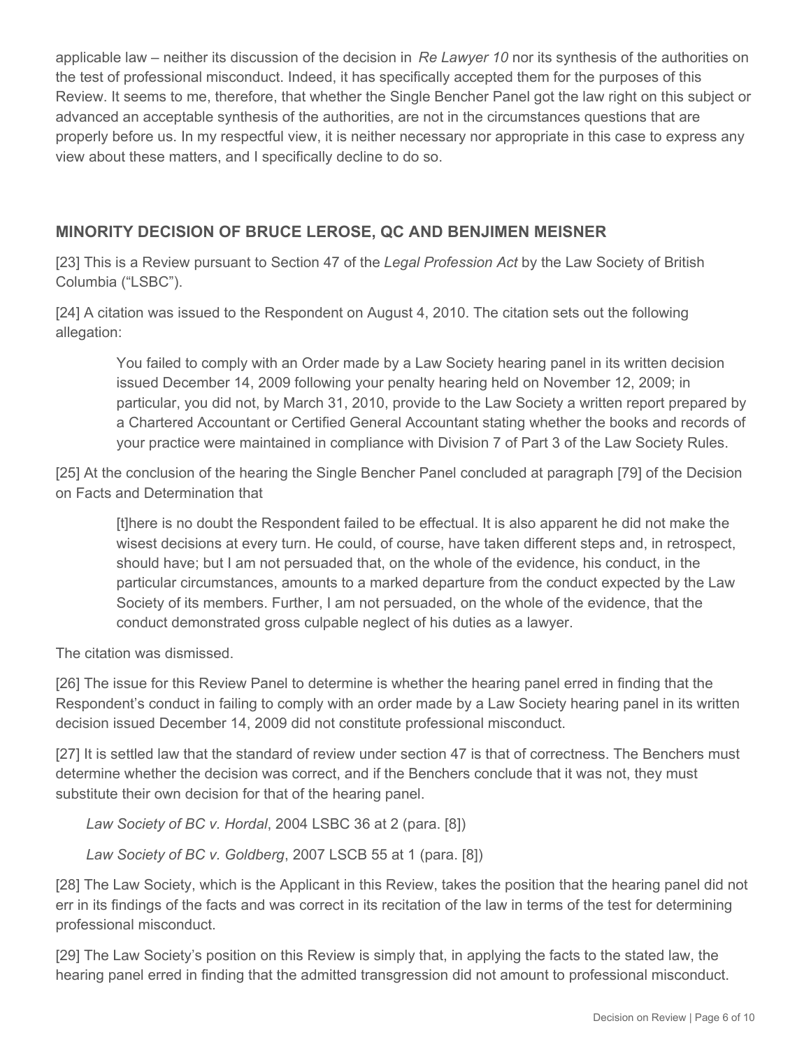applicable law – neither its discussion of the decision in *Re Lawyer 10* nor its synthesis of the authorities on the test of professional misconduct. Indeed, it has specifically accepted them for the purposes of this Review. It seems to me, therefore, that whether the Single Bencher Panel got the law right on this subject or advanced an acceptable synthesis of the authorities, are not in the circumstances questions that are properly before us. In my respectful view, it is neither necessary nor appropriate in this case to express any view about these matters, and I specifically decline to do so.

## MINORITY DECISION OF BRUCE LEROSE, QC AND BENJIMEN MEISNER

[23] This is a Review pursuant to Section 47 of the *Legal Profession Act* by the Law Society of British Columbia ("LSBC").

[24] A citation was issued to the Respondent on August 4, 2010. The citation sets out the following allegation:

> You failed to comply with an Order made by a Law Society hearing panel in its written decision issued December 14, 2009 following your penalty hearing held on November 12, 2009; in particular, you did not, by March 31, 2010, provide to the Law Society a written report prepared by a Chartered Accountant or Certified General Accountant stating whether the books and records of your practice were maintained in compliance with Division 7 of Part 3 of the Law Society Rules.

[25] At the conclusion of the hearing the Single Bencher Panel concluded at paragraph [79] of the Decision on Facts and Determination that

> [t]here is no doubt the Respondent failed to be effectual. It is also apparent he did not make the wisest decisions at every turn. He could, of course, have taken different steps and, in retrospect, should have; but I am not persuaded that, on the whole of the evidence, his conduct, in the particular circumstances, amounts to a marked departure from the conduct expected by the Law Society of its members. Further, I am not persuaded, on the whole of the evidence, that the conduct demonstrated gross culpable neglect of his duties as a lawyer.

The citation was dismissed.

[26] The issue for this Review Panel to determine is whether the hearing panel erred in finding that the Respondent's conduct in failing to comply with an order made by a Law Society hearing panel in its written decision issued December 14, 2009 did not constitute professional misconduct.

[27] It is settled law that the standard of review under section 47 is that of correctness. The Benchers must determine whether the decision was correct, and if the Benchers conclude that it was not, they must substitute their own decision for that of the hearing panel.

> *Law Society of BC v. Hordal*, 2004 LSBC 36 at 2 (para. [8])
>
> *Law Society of BC v. Goldberg*, 2007 LSCB 55 at 1 (para. [8])

[28] The Law Society, which is the Applicant in this Review, takes the position that the hearing panel did not err in its findings of the facts and was correct in its recitation of the law in terms of the test for determining professional misconduct.

[29] The Law Society's position on this Review is simply that, in applying the facts to the stated law, the hearing panel erred in finding that the admitted transgression did not amount to professional misconduct.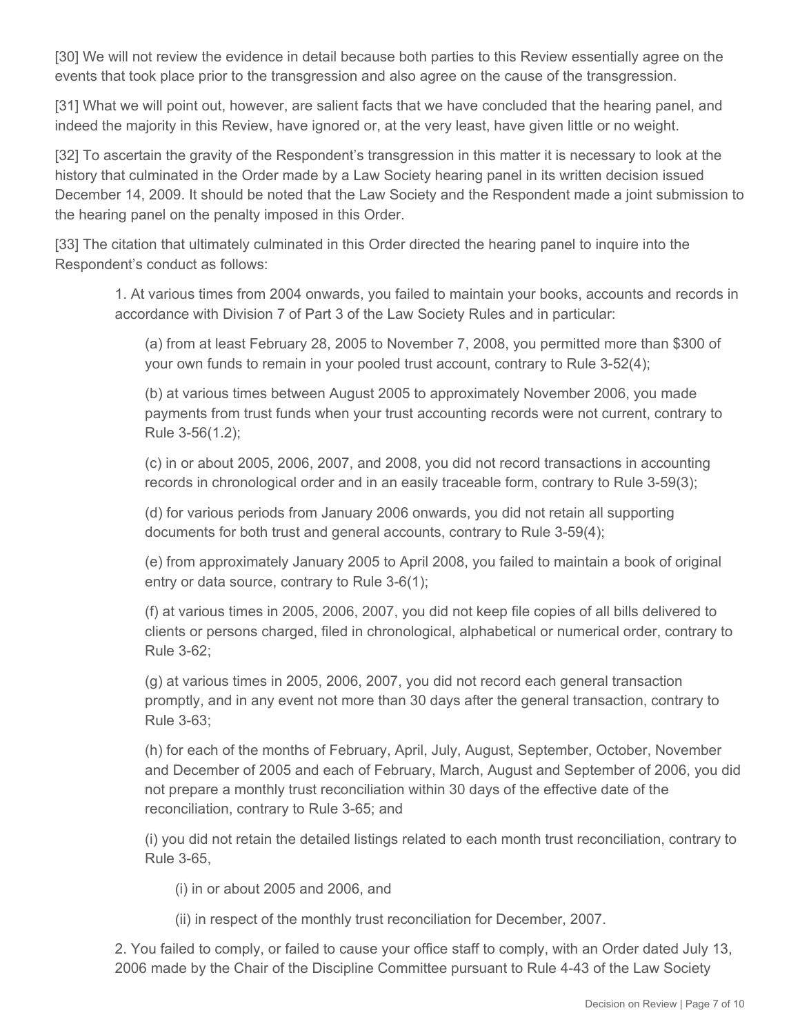[30] We will not review the evidence in detail because both parties to this Review essentially agree on the events that took place prior to the transgression and also agree on the cause of the transgression.

[31] What we will point out, however, are salient facts that we have concluded that the hearing panel, and indeed the majority in this Review, have ignored or, at the very least, have given little or no weight.

[32] To ascertain the gravity of the Respondent's transgression in this matter it is necessary to look at the history that culminated in the Order made by a Law Society hearing panel in its written decision issued December 14, 2009. It should be noted that the Law Society and the Respondent made a joint submission to the hearing panel on the penalty imposed in this Order.

[33] The citation that ultimately culminated in this Order directed the hearing panel to inquire into the Respondent's conduct as follows:

> 1. At various times from 2004 onwards, you failed to maintain your books, accounts and records in accordance with Division 7 of Part 3 of the Law Society Rules and in particular:
>
> > (a) from at least February 28, 2005 to November 7, 2008, you permitted more than $300 of your own funds to remain in your pooled trust account, contrary to Rule 3-52(4);
> >
> > (b) at various times between August 2005 to approximately November 2006, you made payments from trust funds when your trust accounting records were not current, contrary to Rule 3-56(1.2);
> >
> > (c) in or about 2005, 2006, 2007, and 2008, you did not record transactions in accounting records in chronological order and in an easily traceable form, contrary to Rule 3-59(3);
> >
> > (d) for various periods from January 2006 onwards, you did not retain all supporting documents for both trust and general accounts, contrary to Rule 3-59(4);
> >
> > (e) from approximately January 2005 to April 2008, you failed to maintain a book of original entry or data source, contrary to Rule 3-6(1);
> >
> > (f) at various times in 2005, 2006, 2007, you did not keep file copies of all bills delivered to clients or persons charged, filed in chronological, alphabetical or numerical order, contrary to Rule 3-62;
> >
> > (g) at various times in 2005, 2006, 2007, you did not record each general transaction promptly, and in any event not more than 30 days after the general transaction, contrary to Rule 3-63;
> >
> > (h) for each of the months of February, April, July, August, September, October, November and December of 2005 and each of February, March, August and September of 2006, you did not prepare a monthly trust reconciliation within 30 days of the effective date of the reconciliation, contrary to Rule 3-65; and
> >
> > (i) you did not retain the detailed listings related to each month trust reconciliation, contrary to Rule 3-65,
> >
> > > (i) in or about 2005 and 2006, and
> > >
> > > (ii) in respect of the monthly trust reconciliation for December, 2007.
>
> 2. You failed to comply, or failed to cause your office staff to comply, with an Order dated July 13, 2006 made by the Chair of the Discipline Committee pursuant to Rule 4-43 of the Law Society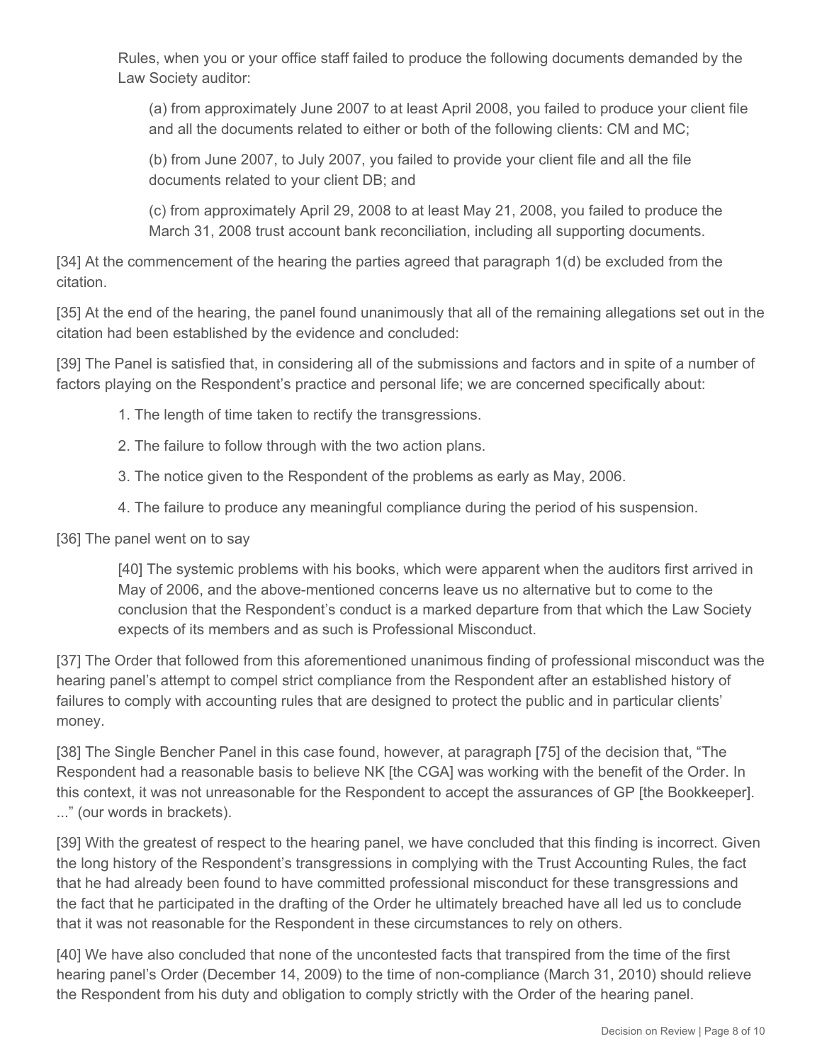Rules, when you or your office staff failed to produce the following documents demanded by the Law Society auditor:

> (a) from approximately June 2007 to at least April 2008, you failed to produce your client file and all the documents related to either or both of the following clients: CM and MC;
>
> (b) from June 2007, to July 2007, you failed to provide your client file and all the file documents related to your client DB; and
>
> (c) from approximately April 29, 2008 to at least May 21, 2008, you failed to produce the March 31, 2008 trust account bank reconciliation, including all supporting documents.

[34] At the commencement of the hearing the parties agreed that paragraph 1(d) be excluded from the citation.

[35] At the end of the hearing, the panel found unanimously that all of the remaining allegations set out in the citation had been established by the evidence and concluded:

[39] The Panel is satisfied that, in considering all of the submissions and factors and in spite of a number of factors playing on the Respondent's practice and personal life; we are concerned specifically about:

1. The length of time taken to rectify the transgressions.
2. The failure to follow through with the two action plans.
3. The notice given to the Respondent of the problems as early as May, 2006.
4. The failure to produce any meaningful compliance during the period of his suspension.

[36] The panel went on to say

> [40] The systemic problems with his books, which were apparent when the auditors first arrived in May of 2006, and the above-mentioned concerns leave us no alternative but to come to the conclusion that the Respondent's conduct is a marked departure from that which the Law Society expects of its members and as such is Professional Misconduct.

[37] The Order that followed from this aforementioned unanimous finding of professional misconduct was the hearing panel's attempt to compel strict compliance from the Respondent after an established history of failures to comply with accounting rules that are designed to protect the public and in particular clients' money.

[38] The Single Bencher Panel in this case found, however, at paragraph [75] of the decision that, "The Respondent had a reasonable basis to believe NK [the CGA] was working with the benefit of the Order. In this context, it was not unreasonable for the Respondent to accept the assurances of GP [the Bookkeeper]. ..." (our words in brackets).

[39] With the greatest of respect to the hearing panel, we have concluded that this finding is incorrect. Given the long history of the Respondent's transgressions in complying with the Trust Accounting Rules, the fact that he had already been found to have committed professional misconduct for these transgressions and the fact that he participated in the drafting of the Order he ultimately breached have all led us to conclude that it was not reasonable for the Respondent in these circumstances to rely on others.

[40] We have also concluded that none of the uncontested facts that transpired from the time of the first hearing panel's Order (December 14, 2009) to the time of non-compliance (March 31, 2010) should relieve the Respondent from his duty and obligation to comply strictly with the Order of the hearing panel.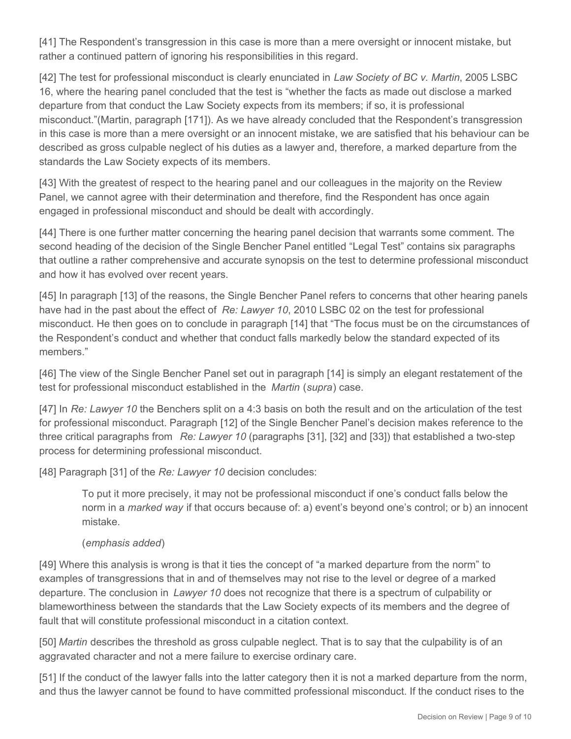[41] The Respondent's transgression in this case is more than a mere oversight or innocent mistake, but rather a continued pattern of ignoring his responsibilities in this regard.

[42] The test for professional misconduct is clearly enunciated in *Law Society of BC v. Martin*, 2005 LSBC 16, where the hearing panel concluded that the test is "whether the facts as made out disclose a marked departure from that conduct the Law Society expects from its members; if so, it is professional misconduct."(Martin, paragraph [171]). As we have already concluded that the Respondent's transgression in this case is more than a mere oversight or an innocent mistake, we are satisfied that his behaviour can be described as gross culpable neglect of his duties as a lawyer and, therefore, a marked departure from the standards the Law Society expects of its members.

[43] With the greatest of respect to the hearing panel and our colleagues in the majority on the Review Panel, we cannot agree with their determination and therefore, find the Respondent has once again engaged in professional misconduct and should be dealt with accordingly.

[44] There is one further matter concerning the hearing panel decision that warrants some comment. The second heading of the decision of the Single Bencher Panel entitled "Legal Test" contains six paragraphs that outline a rather comprehensive and accurate synopsis on the test to determine professional misconduct and how it has evolved over recent years.

[45] In paragraph [13] of the reasons, the Single Bencher Panel refers to concerns that other hearing panels have had in the past about the effect of *Re: Lawyer 10*, 2010 LSBC 02 on the test for professional misconduct. He then goes on to conclude in paragraph [14] that "The focus must be on the circumstances of the Respondent's conduct and whether that conduct falls markedly below the standard expected of its members."

[46] The view of the Single Bencher Panel set out in paragraph [14] is simply an elegant restatement of the test for professional misconduct established in the *Martin* (*supra*) case.

[47] In *Re: Lawyer 10* the Benchers split on a 4:3 basis on both the result and on the articulation of the test for professional misconduct. Paragraph [12] of the Single Bencher Panel's decision makes reference to the three critical paragraphs from *Re: Lawyer 10* (paragraphs [31], [32] and [33]) that established a two-step process for determining professional misconduct.

[48] Paragraph [31] of the *Re: Lawyer 10* decision concludes:

> To put it more precisely, it may not be professional misconduct if one's conduct falls below the norm in a *marked way* if that occurs because of: a) event's beyond one's control; or b) an innocent mistake.
>
> (*emphasis added*)

[49] Where this analysis is wrong is that it ties the concept of "a marked departure from the norm" to examples of transgressions that in and of themselves may not rise to the level or degree of a marked departure. The conclusion in *Lawyer 10* does not recognize that there is a spectrum of culpability or blameworthiness between the standards that the Law Society expects of its members and the degree of fault that will constitute professional misconduct in a citation context.

[50] *Martin* describes the threshold as gross culpable neglect. That is to say that the culpability is of an aggravated character and not a mere failure to exercise ordinary care.

[51] If the conduct of the lawyer falls into the latter category then it is not a marked departure from the norm, and thus the lawyer cannot be found to have committed professional misconduct. If the conduct rises to the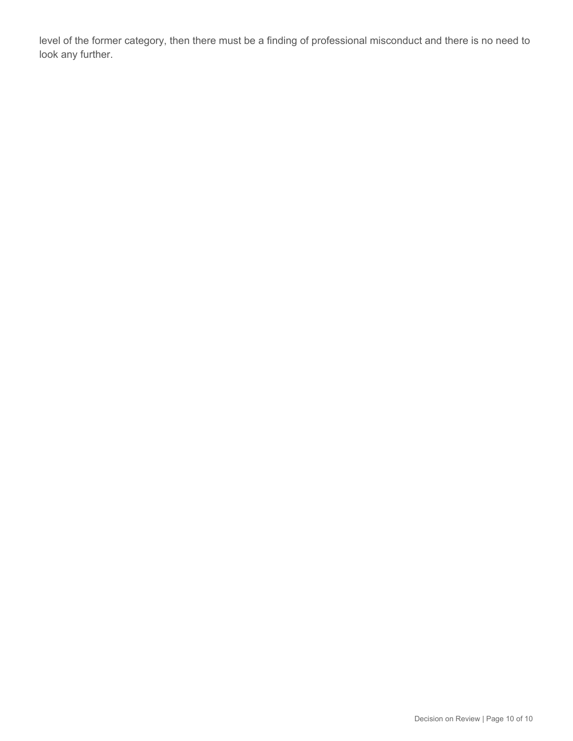level of the former category, then there must be a finding of professional misconduct and there is no need to look any further.